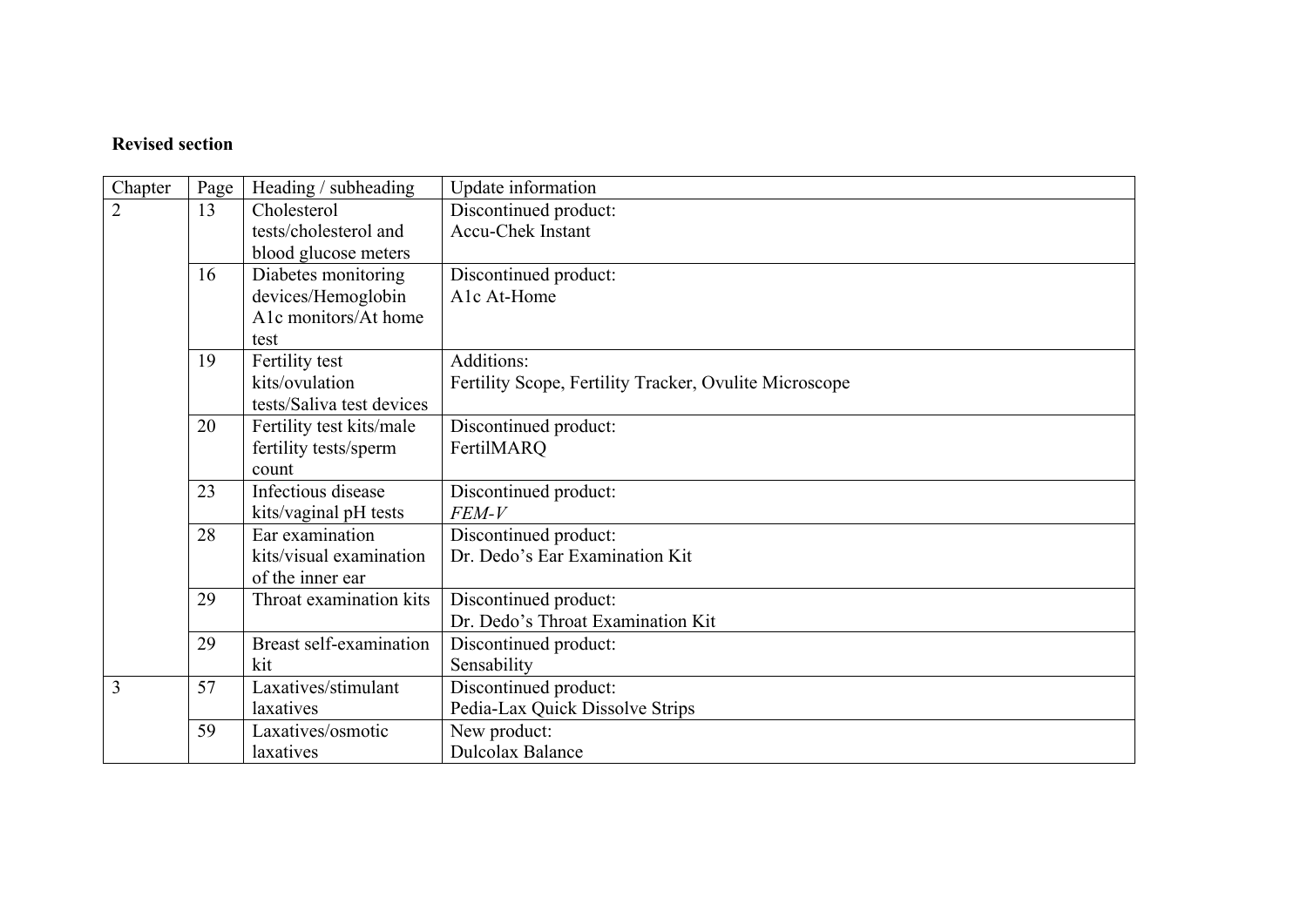**Revised section**

| Chapter | Page | Heading / subheading | Update information |
|---|---|---|---|
| 2 | 13 | Cholesterol tests/cholesterol and blood glucose meters | Discontinued product:<br>Accu-Chek Instant |
| | 16 | Diabetes monitoring devices/Hemoglobin A1c monitors/At home test | Discontinued product:<br>A1c At-Home |
| | 19 | Fertility test kits/ovulation tests/Saliva test devices | Additions:<br>Fertility Scope, Fertility Tracker, Ovulite Microscope |
| | 20 | Fertility test kits/male fertility tests/sperm count | Discontinued product:<br>FertilMARQ |
| | 23 | Infectious disease kits/vaginal pH tests | Discontinued product:<br>*FEM-V* |
| | 28 | Ear examination kits/visual examination of the inner ear | Discontinued product:<br>Dr. Dedo's Ear Examination Kit |
| | 29 | Throat examination kits | Discontinued product:<br>Dr. Dedo's Throat Examination Kit |
| | 29 | Breast self-examination kit | Discontinued product:<br>Sensability |
| 3 | 57 | Laxatives/stimulant laxatives | Discontinued product:<br>Pedia-Lax Quick Dissolve Strips |
| | 59 | Laxatives/osmotic laxatives | New product:<br>Dulcolax Balance |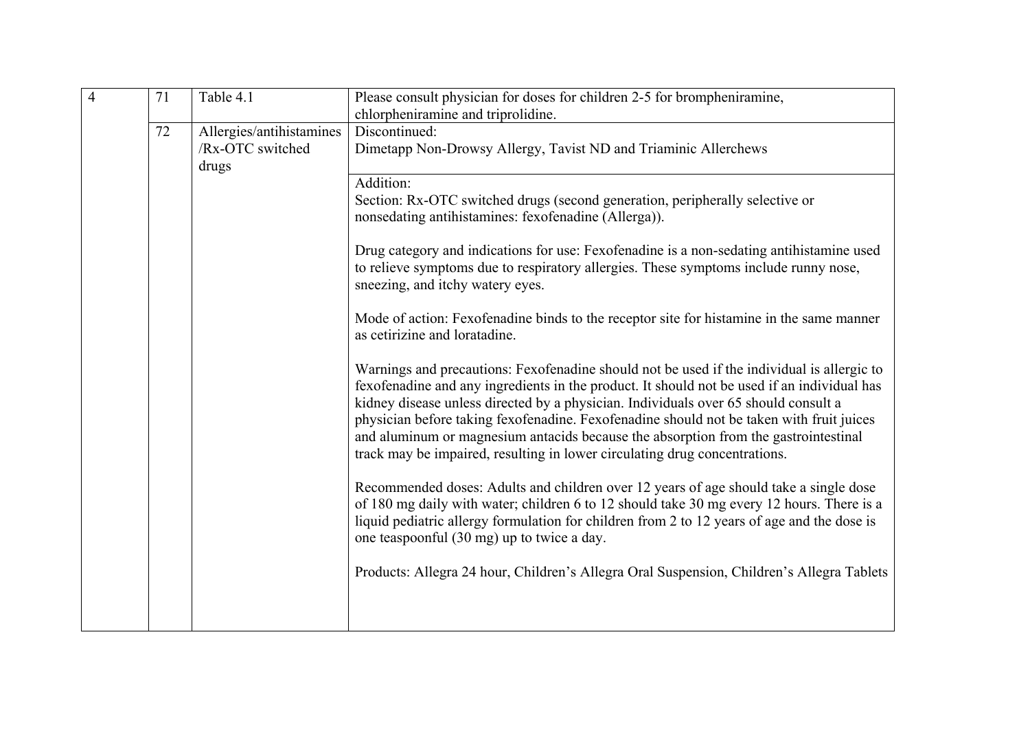| | | | |
|---|---|---|---|
| 4 | 71 | Table 4.1 | Please consult physician for doses for children 2-5 for brompheniramine, chlorpheniramine and triprolidine. |
| | 72 | Allergies/antihistamines /Rx-OTC switched drugs | Discontinued:<br>Dimetapp Non-Drowsy Allergy, Tavist ND and Triaminic Allerchews |
| | | | Addition:<br>Section: Rx-OTC switched drugs (second generation, peripherally selective or nonsedating antihistamines: fexofenadine (Allerga)).<br><br>Drug category and indications for use: Fexofenadine is a non-sedating antihistamine used to relieve symptoms due to respiratory allergies. These symptoms include runny nose, sneezing, and itchy watery eyes.<br><br>Mode of action: Fexofenadine binds to the receptor site for histamine in the same manner as cetirizine and loratadine.<br><br>Warnings and precautions: Fexofenadine should not be used if the individual is allergic to fexofenadine and any ingredients in the product. It should not be used if an individual has kidney disease unless directed by a physician. Individuals over 65 should consult a physician before taking fexofenadine. Fexofenadine should not be taken with fruit juices and aluminum or magnesium antacids because the absorption from the gastrointestinal track may be impaired, resulting in lower circulating drug concentrations.<br><br>Recommended doses: Adults and children over 12 years of age should take a single dose of 180 mg daily with water; children 6 to 12 should take 30 mg every 12 hours. There is a liquid pediatric allergy formulation for children from 2 to 12 years of age and the dose is one teaspoonful (30 mg) up to twice a day.<br><br>Products: Allegra 24 hour, Children's Allegra Oral Suspension, Children's Allegra Tablets |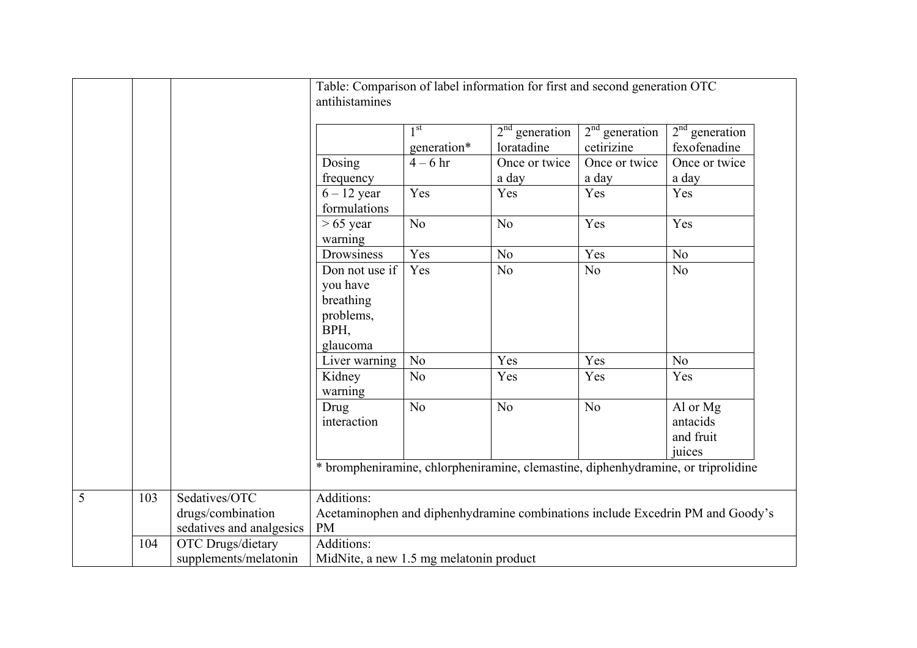| | | | Table: Comparison of label information for first and second generation OTC antihistamines |
|---|---|---|---|
| | | | |

Table: Comparison of label information for first and second generation OTC antihistamines

| | 1st generation* | 2nd generation loratadine | 2nd generation cetirizine | 2nd generation fexofenadine |
|---|---|---|---|---|
| Dosing frequency | 4 – 6 hr | Once or twice a day | Once or twice a day | Once or twice a day |
| 6 – 12 year formulations | Yes | Yes | Yes | Yes |
| > 65 year warning | No | No | Yes | Yes |
| Drowsiness | Yes | No | Yes | No |
| Don not use if you have breathing problems, BPH, glaucoma | Yes | No | No | No |
| Liver warning | No | Yes | Yes | No |
| Kidney warning | No | Yes | Yes | Yes |
| Drug interaction | No | No | No | Al or Mg antacids and fruit juices |

* brompheniramine, chlorpheniramine, clemastine, diphenhydramine, or triprolidine

| | | | |
|---|---|---|---|
| 5 | 103 | Sedatives/OTC drugs/combination sedatives and analgesics | Additions: Acetaminophen and diphenhydramine combinations include Excedrin PM and Goody's PM |
| | 104 | OTC Drugs/dietary supplements/melatonin | Additions: MidNite, a new 1.5 mg melatonin product |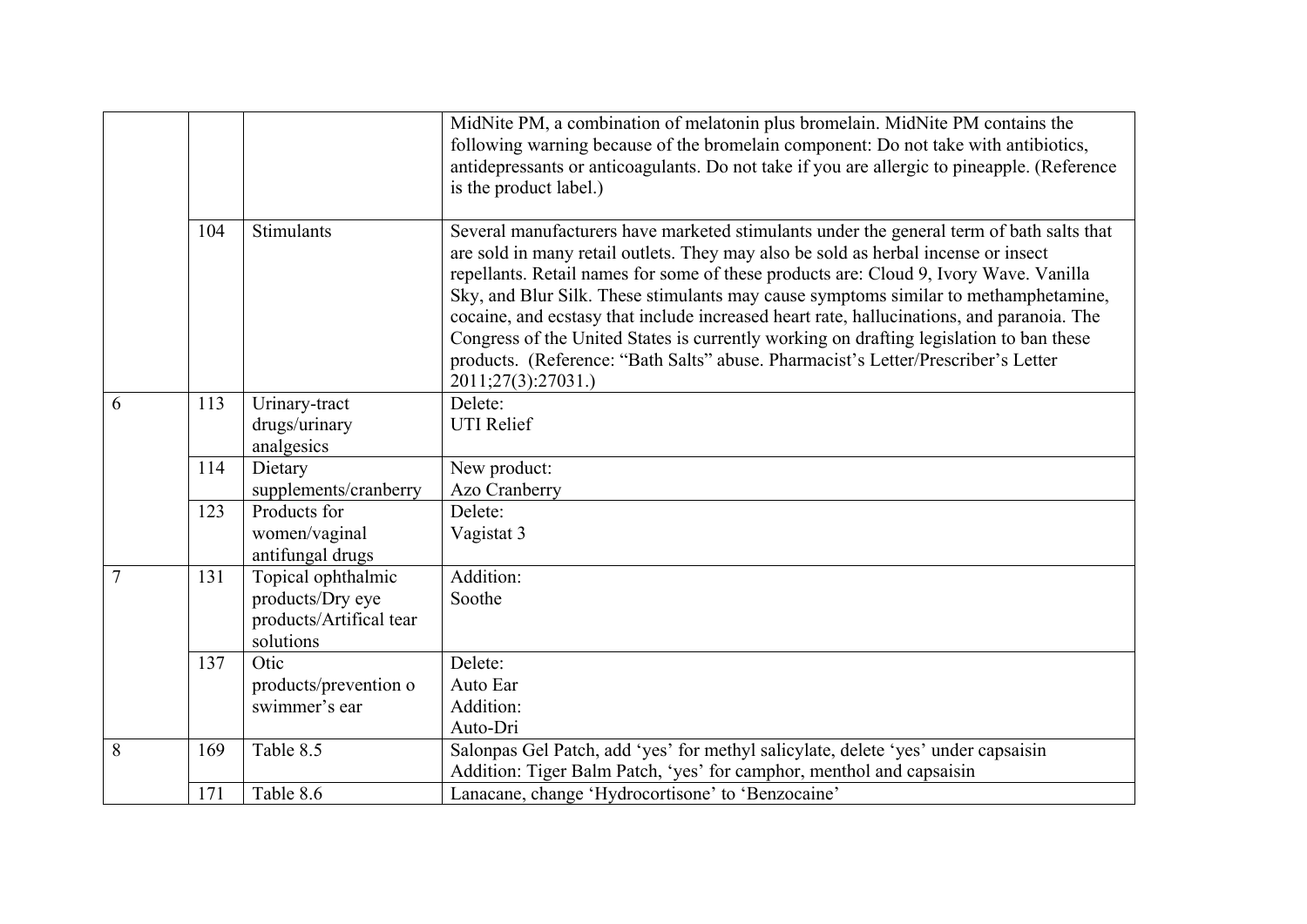| | | | |
|---|---|---|---|
| | | | MidNite PM, a combination of melatonin plus bromelain. MidNite PM contains the following warning because of the bromelain component: Do not take with antibiotics, antidepressants or anticoagulants. Do not take if you are allergic to pineapple. (Reference is the product label.) |
| | 104 | Stimulants | Several manufacturers have marketed stimulants under the general term of bath salts that are sold in many retail outlets. They may also be sold as herbal incense or insect repellants. Retail names for some of these products are: Cloud 9, Ivory Wave. Vanilla Sky, and Blur Silk. These stimulants may cause symptoms similar to methamphetamine, cocaine, and ecstasy that include increased heart rate, hallucinations, and paranoia. The Congress of the United States is currently working on drafting legislation to ban these products. (Reference: "Bath Salts" abuse. Pharmacist's Letter/Prescriber's Letter 2011;27(3):27031.) |
| 6 | 113 | Urinary-tract drugs/urinary analgesics | Delete:<br>UTI Relief |
| | 114 | Dietary supplements/cranberry | New product:<br>Azo Cranberry |
| | 123 | Products for women/vaginal antifungal drugs | Delete:<br>Vagistat 3 |
| 7 | 131 | Topical ophthalmic products/Dry eye products/Artifical tear solutions | Addition:<br>Soothe |
| | 137 | Otic products/prevention o swimmer's ear | Delete:<br>Auto Ear<br>Addition:<br>Auto-Dri |
| 8 | 169 | Table 8.5 | Salonpas Gel Patch, add 'yes' for methyl salicylate, delete 'yes' under capsaisin<br>Addition: Tiger Balm Patch, 'yes' for camphor, menthol and capsaisin |
| | 171 | Table 8.6 | Lanacane, change 'Hydrocortisone' to 'Benzocaine' |